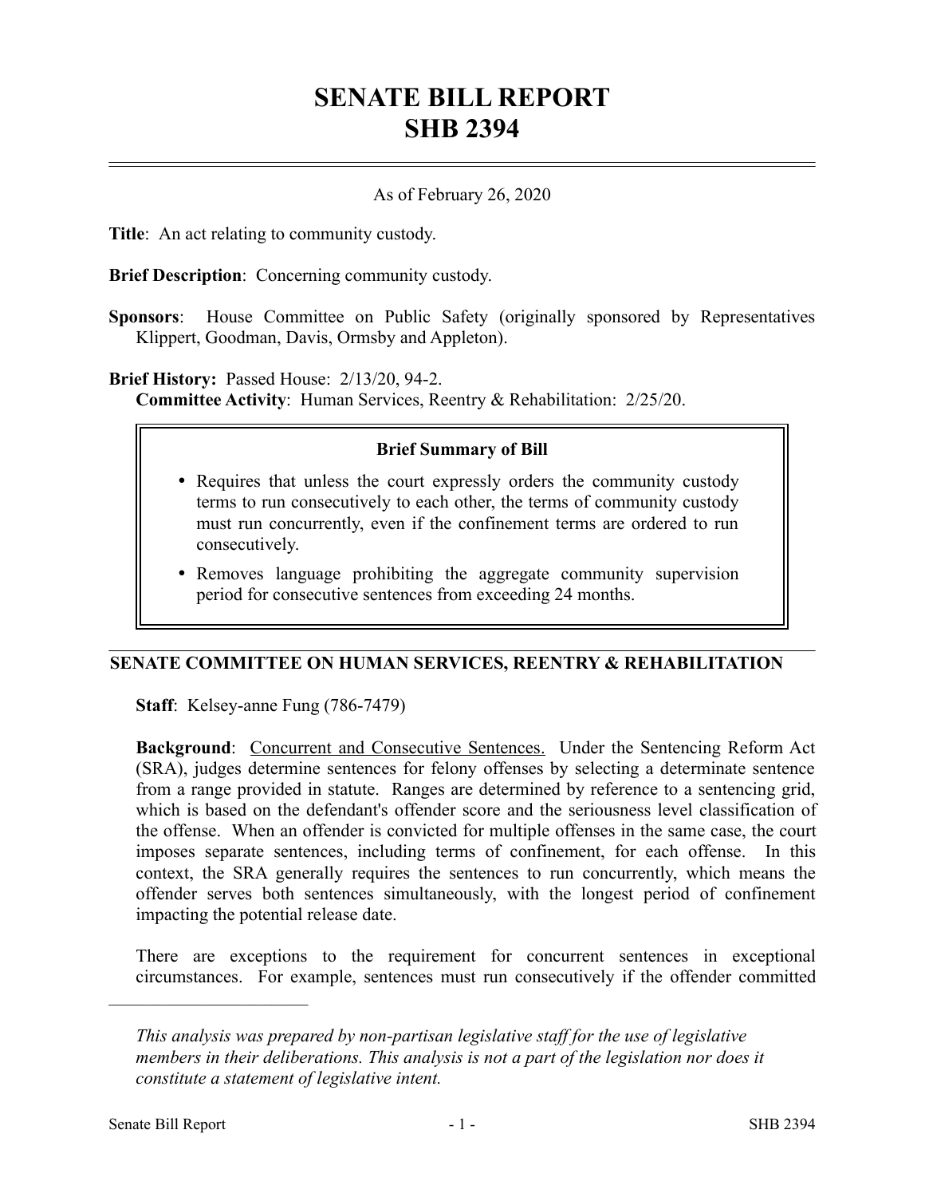# SENATE BILL REPORT
# SHB 2394

As of February 26, 2020

**Title**: An act relating to community custody.

**Brief Description**: Concerning community custody.

**Sponsors**: House Committee on Public Safety (originally sponsored by Representatives Klippert, Goodman, Davis, Ormsby and Appleton).

**Brief History:** Passed House: 2/13/20, 94-2.
**Committee Activity**: Human Services, Reentry & Rehabilitation: 2/25/20.

**Brief Summary of Bill**

- Requires that unless the court expressly orders the community custody terms to run consecutively to each other, the terms of community custody must run concurrently, even if the confinement terms are ordered to run consecutively.
- Removes language prohibiting the aggregate community supervision period for consecutive sentences from exceeding 24 months.

## SENATE COMMITTEE ON HUMAN SERVICES, REENTRY & REHABILITATION

**Staff**: Kelsey-anne Fung (786-7479)

**Background**: Concurrent and Consecutive Sentences. Under the Sentencing Reform Act (SRA), judges determine sentences for felony offenses by selecting a determinate sentence from a range provided in statute. Ranges are determined by reference to a sentencing grid, which is based on the defendant's offender score and the seriousness level classification of the offense. When an offender is convicted for multiple offenses in the same case, the court imposes separate sentences, including terms of confinement, for each offense. In this context, the SRA generally requires the sentences to run concurrently, which means the offender serves both sentences simultaneously, with the longest period of confinement impacting the potential release date.

There are exceptions to the requirement for concurrent sentences in exceptional circumstances. For example, sentences must run consecutively if the offender committed

---

*This analysis was prepared by non-partisan legislative staff for the use of legislative members in their deliberations. This analysis is not a part of the legislation nor does it constitute a statement of legislative intent.*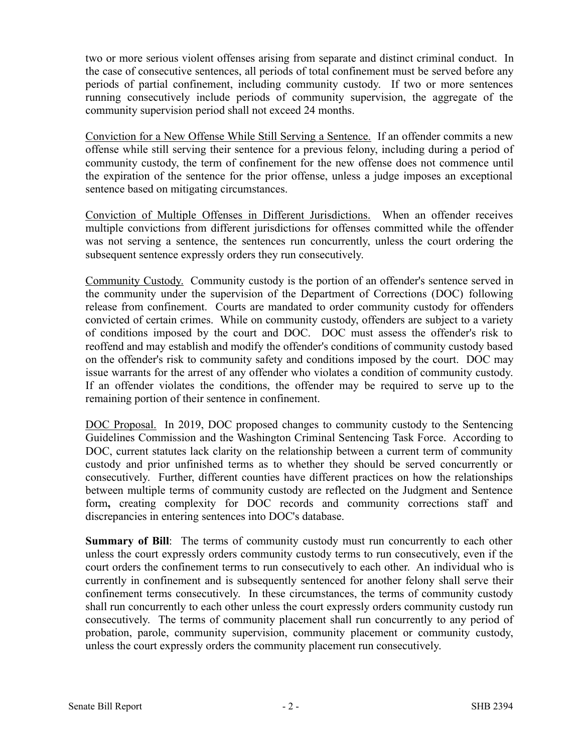two or more serious violent offenses arising from separate and distinct criminal conduct. In the case of consecutive sentences, all periods of total confinement must be served before any periods of partial confinement, including community custody. If two or more sentences running consecutively include periods of community supervision, the aggregate of the community supervision period shall not exceed 24 months.

Conviction for a New Offense While Still Serving a Sentence. If an offender commits a new offense while still serving their sentence for a previous felony, including during a period of community custody, the term of confinement for the new offense does not commence until the expiration of the sentence for the prior offense, unless a judge imposes an exceptional sentence based on mitigating circumstances.

Conviction of Multiple Offenses in Different Jurisdictions. When an offender receives multiple convictions from different jurisdictions for offenses committed while the offender was not serving a sentence, the sentences run concurrently, unless the court ordering the subsequent sentence expressly orders they run consecutively.

Community Custody. Community custody is the portion of an offender's sentence served in the community under the supervision of the Department of Corrections (DOC) following release from confinement. Courts are mandated to order community custody for offenders convicted of certain crimes. While on community custody, offenders are subject to a variety of conditions imposed by the court and DOC. DOC must assess the offender's risk to reoffend and may establish and modify the offender's conditions of community custody based on the offender's risk to community safety and conditions imposed by the court. DOC may issue warrants for the arrest of any offender who violates a condition of community custody. If an offender violates the conditions, the offender may be required to serve up to the remaining portion of their sentence in confinement.

DOC Proposal. In 2019, DOC proposed changes to community custody to the Sentencing Guidelines Commission and the Washington Criminal Sentencing Task Force. According to DOC, current statutes lack clarity on the relationship between a current term of community custody and prior unfinished terms as to whether they should be served concurrently or consecutively. Further, different counties have different practices on how the relationships between multiple terms of community custody are reflected on the Judgment and Sentence form**,** creating complexity for DOC records and community corrections staff and discrepancies in entering sentences into DOC's database.

**Summary of Bill**: The terms of community custody must run concurrently to each other unless the court expressly orders community custody terms to run consecutively, even if the court orders the confinement terms to run consecutively to each other. An individual who is currently in confinement and is subsequently sentenced for another felony shall serve their confinement terms consecutively. In these circumstances, the terms of community custody shall run concurrently to each other unless the court expressly orders community custody run consecutively. The terms of community placement shall run concurrently to any period of probation, parole, community supervision, community placement or community custody, unless the court expressly orders the community placement run consecutively.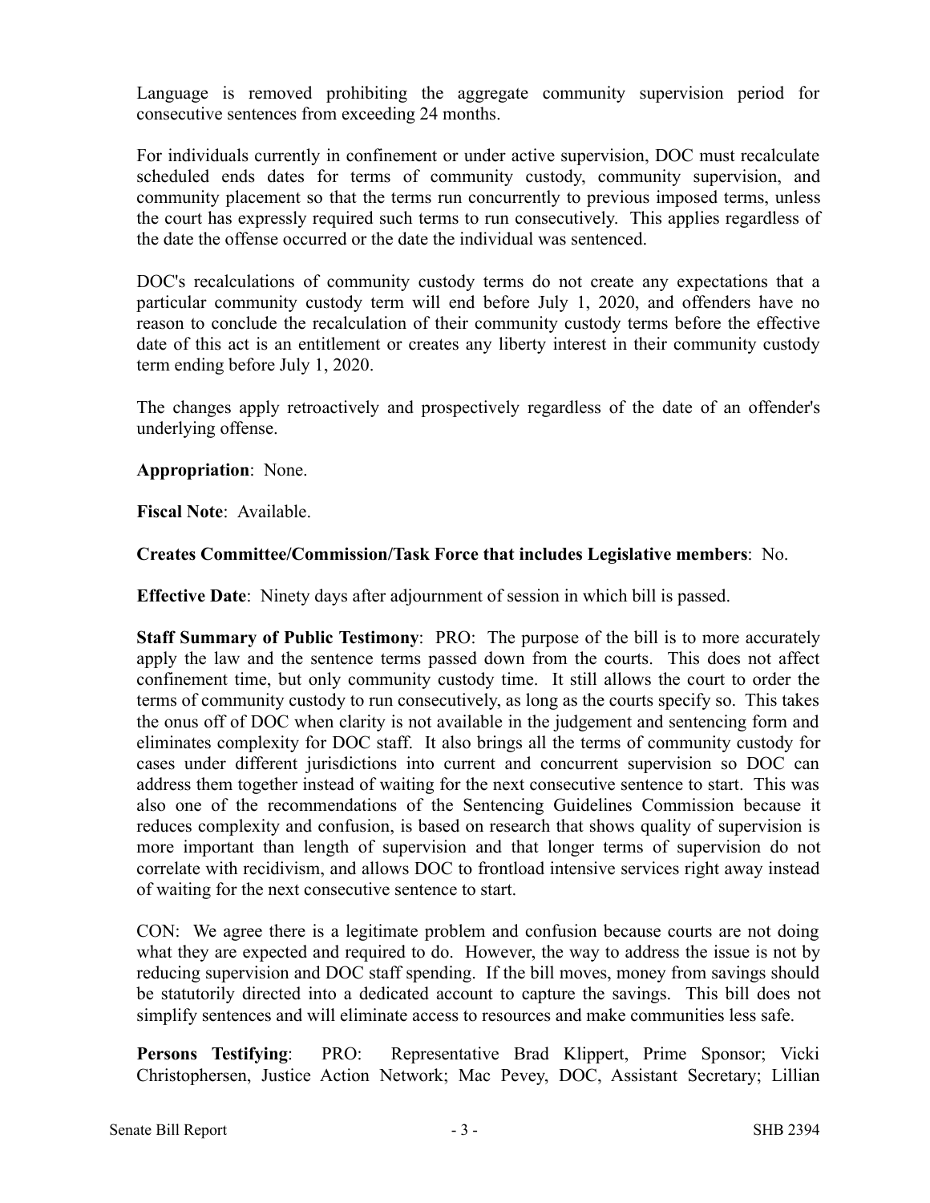Language is removed prohibiting the aggregate community supervision period for consecutive sentences from exceeding 24 months.

For individuals currently in confinement or under active supervision, DOC must recalculate scheduled ends dates for terms of community custody, community supervision, and community placement so that the terms run concurrently to previous imposed terms, unless the court has expressly required such terms to run consecutively. This applies regardless of the date the offense occurred or the date the individual was sentenced.

DOC's recalculations of community custody terms do not create any expectations that a particular community custody term will end before July 1, 2020, and offenders have no reason to conclude the recalculation of their community custody terms before the effective date of this act is an entitlement or creates any liberty interest in their community custody term ending before July 1, 2020.

The changes apply retroactively and prospectively regardless of the date of an offender's underlying offense.

**Appropriation**: None.

**Fiscal Note**: Available.

**Creates Committee/Commission/Task Force that includes Legislative members**: No.

**Effective Date**: Ninety days after adjournment of session in which bill is passed.

**Staff Summary of Public Testimony**: PRO: The purpose of the bill is to more accurately apply the law and the sentence terms passed down from the courts. This does not affect confinement time, but only community custody time. It still allows the court to order the terms of community custody to run consecutively, as long as the courts specify so. This takes the onus off of DOC when clarity is not available in the judgement and sentencing form and eliminates complexity for DOC staff. It also brings all the terms of community custody for cases under different jurisdictions into current and concurrent supervision so DOC can address them together instead of waiting for the next consecutive sentence to start. This was also one of the recommendations of the Sentencing Guidelines Commission because it reduces complexity and confusion, is based on research that shows quality of supervision is more important than length of supervision and that longer terms of supervision do not correlate with recidivism, and allows DOC to frontload intensive services right away instead of waiting for the next consecutive sentence to start.

CON: We agree there is a legitimate problem and confusion because courts are not doing what they are expected and required to do. However, the way to address the issue is not by reducing supervision and DOC staff spending. If the bill moves, money from savings should be statutorily directed into a dedicated account to capture the savings. This bill does not simplify sentences and will eliminate access to resources and make communities less safe.

**Persons Testifying**: PRO: Representative Brad Klippert, Prime Sponsor; Vicki Christophersen, Justice Action Network; Mac Pevey, DOC, Assistant Secretary; Lillian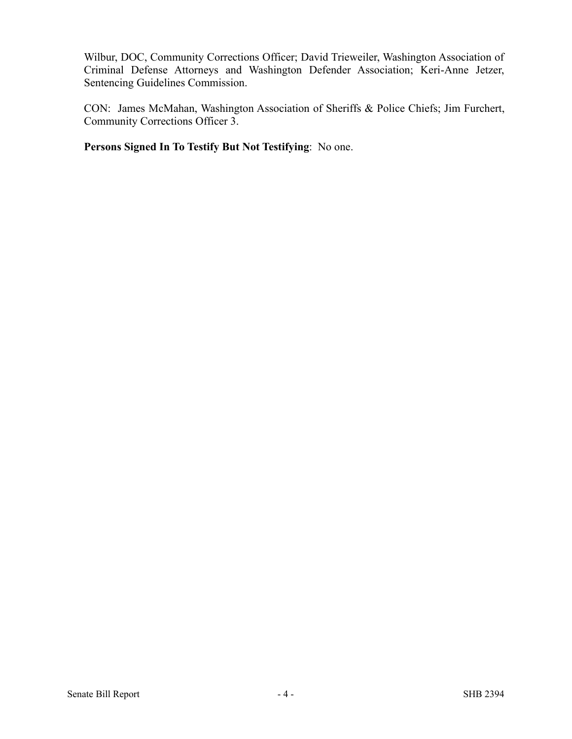Wilbur, DOC, Community Corrections Officer; David Trieweiler, Washington Association of Criminal Defense Attorneys and Washington Defender Association; Keri-Anne Jetzer, Sentencing Guidelines Commission.

CON: James McMahan, Washington Association of Sheriffs & Police Chiefs; Jim Furchert, Community Corrections Officer 3.

**Persons Signed In To Testify But Not Testifying**: No one.